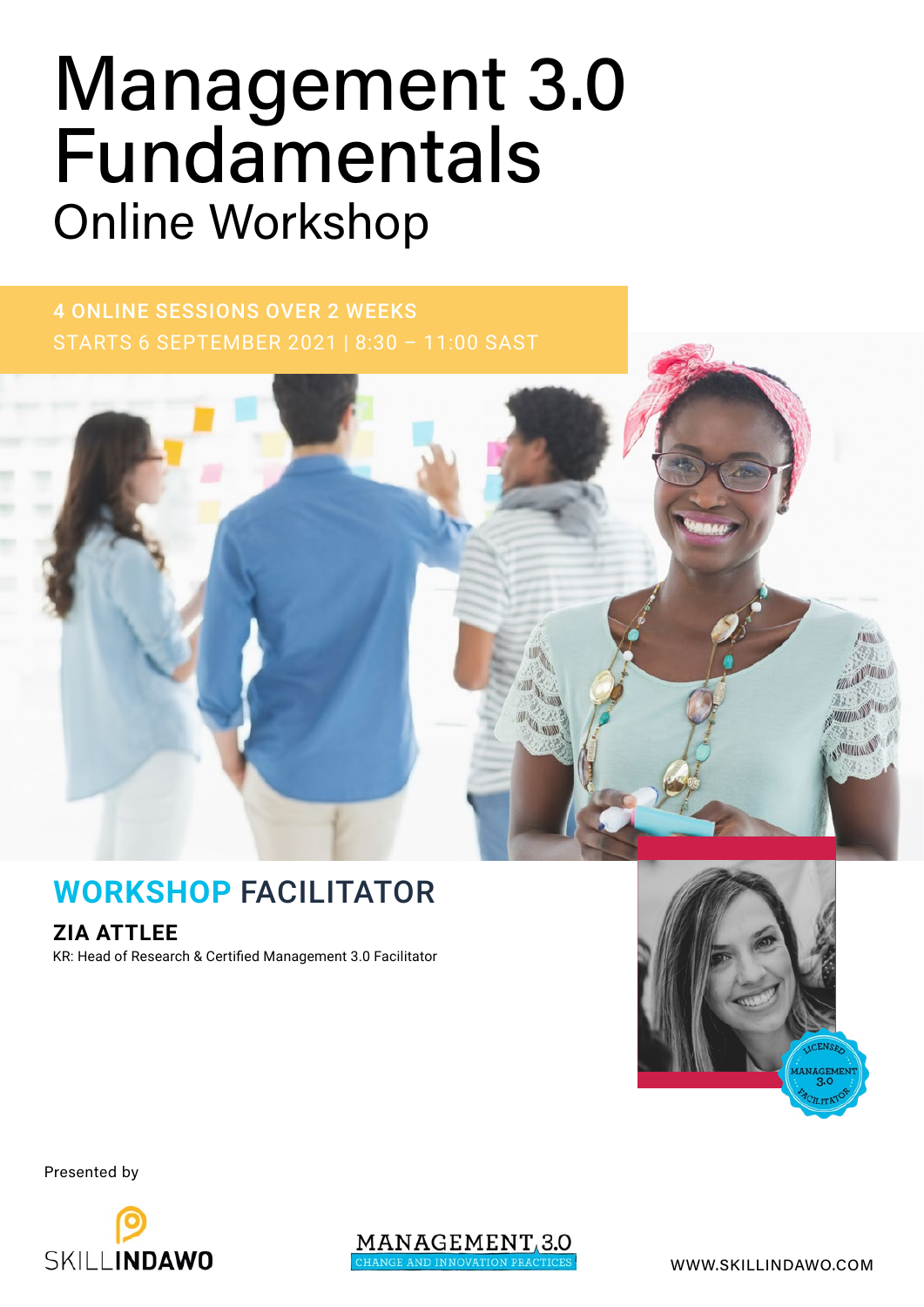# Management 3.0 Fundamentals

## Online Workshop

4 ONLINE SESSIONS OVER 2 WEEKS
STARTS 6 SEPTEMBER 2021 | 8:30 – 11:00 SAST

## WORKSHOP FACILITATOR

**ZIA ATTLEE**

KR: Head of Research & Certified Management 3.0 Facilitator

Presented by

SKILLINDAWO

MANAGEMENT 3.0
CHANGE AND INNOVATION PRACTICES

WWW.SKILLINDAWO.COM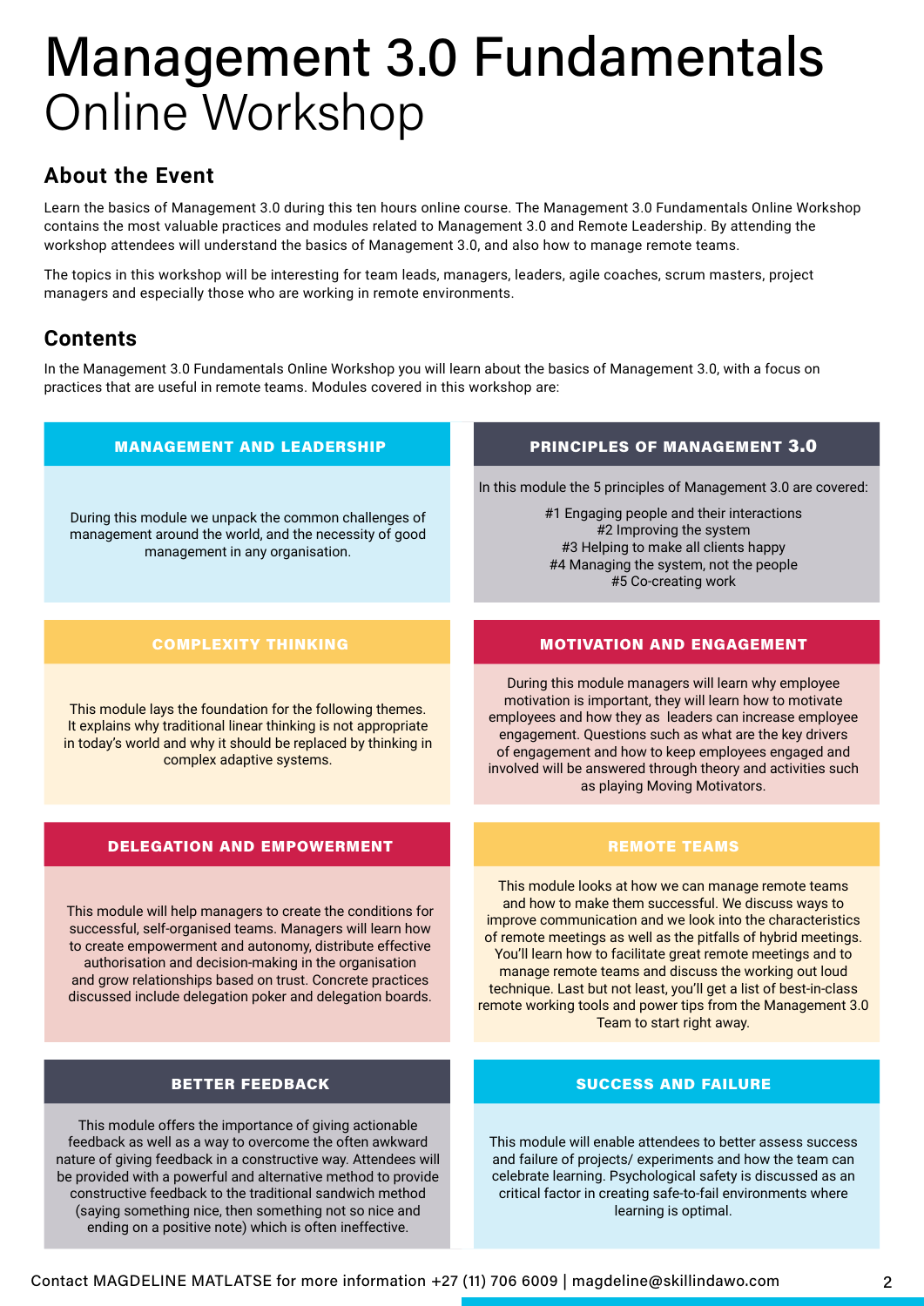# Management 3.0 Fundamentals Online Workshop

## About the Event

Learn the basics of Management 3.0 during this ten hours online course. The Management 3.0 Fundamentals Online Workshop contains the most valuable practices and modules related to Management 3.0 and Remote Leadership. By attending the workshop attendees will understand the basics of Management 3.0, and also how to manage remote teams.

The topics in this workshop will be interesting for team leads, managers, leaders, agile coaches, scrum masters, project managers and especially those who are working in remote environments.

## Contents

In the Management 3.0 Fundamentals Online Workshop you will learn about the basics of Management 3.0, with a focus on practices that are useful in remote teams. Modules covered in this workshop are:

### MANAGEMENT AND LEADERSHIP

During this module we unpack the common challenges of management around the world, and the necessity of good management in any organisation.

### PRINCIPLES OF MANAGEMENT 3.0

In this module the 5 principles of Management 3.0 are covered:

#1 Engaging people and their interactions
#2 Improving the system
#3 Helping to make all clients happy
#4 Managing the system, not the people
#5 Co-creating work

### COMPLEXITY THINKING

This module lays the foundation for the following themes. It explains why traditional linear thinking is not appropriate in today's world and why it should be replaced by thinking in complex adaptive systems.

### MOTIVATION AND ENGAGEMENT

During this module managers will learn why employee motivation is important, they will learn how to motivate employees and how they as leaders can increase employee engagement. Questions such as what are the key drivers of engagement and how to keep employees engaged and involved will be answered through theory and activities such as playing Moving Motivators.

### DELEGATION AND EMPOWERMENT

This module will help managers to create the conditions for successful, self-organised teams. Managers will learn how to create empowerment and autonomy, distribute effective authorisation and decision-making in the organisation and grow relationships based on trust. Concrete practices discussed include delegation poker and delegation boards.

### REMOTE TEAMS

This module looks at how we can manage remote teams and how to make them successful. We discuss ways to improve communication and we look into the characteristics of remote meetings as well as the pitfalls of hybrid meetings. You'll learn how to facilitate great remote meetings and to manage remote teams and discuss the working out loud technique. Last but not least, you'll get a list of best-in-class remote working tools and power tips from the Management 3.0 Team to start right away.

### BETTER FEEDBACK

This module offers the importance of giving actionable feedback as well as a way to overcome the often awkward nature of giving feedback in a constructive way. Attendees will be provided with a powerful and alternative method to provide constructive feedback to the traditional sandwich method (saying something nice, then something not so nice and ending on a positive note) which is often ineffective.

### SUCCESS AND FAILURE

This module will enable attendees to better assess success and failure of projects/ experiments and how the team can celebrate learning. Psychological safety is discussed as an critical factor in creating safe-to-fail environments where learning is optimal.

Contact MAGDELINE MATLATSE for more information +27 (11) 706 6009 | magdeline@skillindawo.com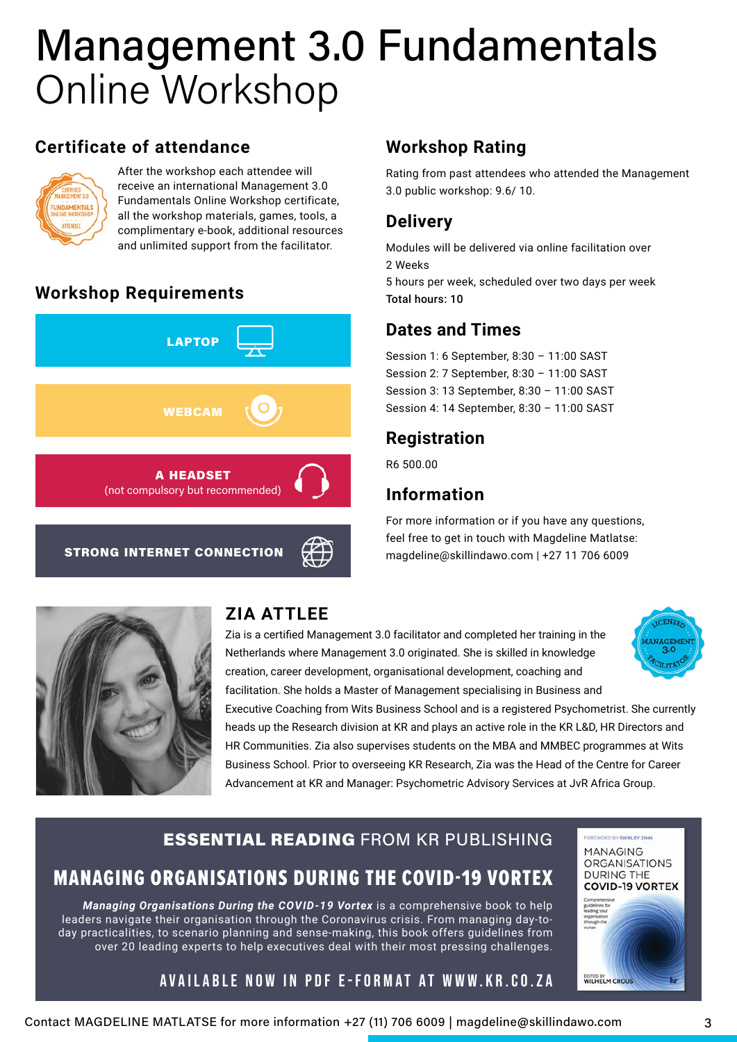# Management 3.0 Fundamentals
# Online Workshop

## Certificate of attendance

After the workshop each attendee will receive an international Management 3.0 Fundamentals Online Workshop certificate, all the workshop materials, games, tools, a complimentary e-book, additional resources and unlimited support from the facilitator.

## Workshop Requirements

- **LAPTOP**
- **WEBCAM**
- **A HEADSET** (not compulsory but recommended)
- **STRONG INTERNET CONNECTION**

## Workshop Rating

Rating from past attendees who attended the Management 3.0 public workshop: 9.6/ 10.

## Delivery

Modules will be delivered via online facilitation over 2 Weeks
5 hours per week, scheduled over two days per week
**Total hours: 10**

## Dates and Times

Session 1: 6 September, 8:30 – 11:00 SAST
Session 2: 7 September, 8:30 – 11:00 SAST
Session 3: 13 September, 8:30 – 11:00 SAST
Session 4: 14 September, 8:30 – 11:00 SAST

## Registration

R6 500.00

## Information

For more information or if you have any questions, feel free to get in touch with Magdeline Matlatse: magdeline@skillindawo.com | +27 11 706 6009

## ZIA ATTLEE

Zia is a certified Management 3.0 facilitator and completed her training in the Netherlands where Management 3.0 originated. She is skilled in knowledge creation, career development, organisational development, coaching and facilitation. She holds a Master of Management specialising in Business and Executive Coaching from Wits Business School and is a registered Psychometrist. She currently heads up the Research division at KR and plays an active role in the KR L&D, HR Directors and HR Communities. Zia also supervises students on the MBA and MMBEC programmes at Wits Business School. Prior to overseeing KR Research, Zia was the Head of the Centre for Career Advancement at KR and Manager: Psychometric Advisory Services at JvR Africa Group.

## ESSENTIAL READING FROM KR PUBLISHING

### MANAGING ORGANISATIONS DURING THE COVID-19 VORTEX

***Managing Organisations During the COVID-19 Vortex*** is a comprehensive book to help leaders navigate their organisation through the Coronavirus crisis. From managing day-to-day practicalities, to scenario planning and sense-making, this book offers guidelines from over 20 leading experts to help executives deal with their most pressing challenges.

AVAILABLE NOW IN PDF E-FORMAT AT WWW.KR.CO.ZA

Contact MAGDELINE MATLATSE for more information +27 (11) 706 6009 | magdeline@skillindawo.com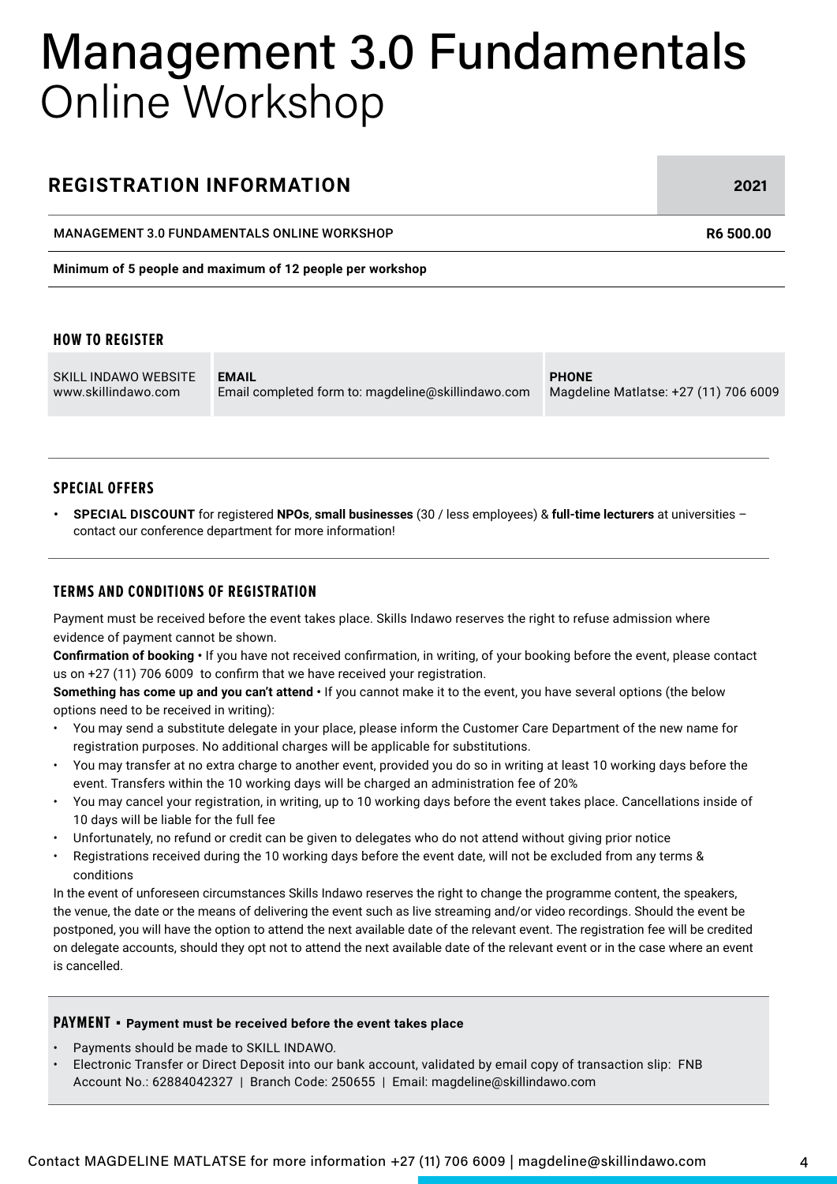# Management 3.0 Fundamentals
## Online Workshop

| REGISTRATION INFORMATION | 2021 |
|---|---|
| MANAGEMENT 3.0 FUNDAMENTALS ONLINE WORKSHOP | **R6 500.00** |
| **Minimum of 5 people and maximum of 12 people per workshop** | |

### HOW TO REGISTER

| SKILL INDAWO WEBSITE | EMAIL | PHONE |
|---|---|---|
| www.skillindawo.com | Email completed form to: magdeline@skillindawo.com | Magdeline Matlatse: +27 (11) 706 6009 |

### SPECIAL OFFERS

- **SPECIAL DISCOUNT** for registered **NPOs**, **small businesses** (30 / less employees) & **full-time lecturers** at universities – contact our conference department for more information!

### TERMS AND CONDITIONS OF REGISTRATION

Payment must be received before the event takes place. Skills Indawo reserves the right to refuse admission where evidence of payment cannot be shown.

**Confirmation of booking** • If you have not received confirmation, in writing, of your booking before the event, please contact us on +27 (11) 706 6009 to confirm that we have received your registration.

**Something has come up and you can't attend** • If you cannot make it to the event, you have several options (the below options need to be received in writing):

- You may send a substitute delegate in your place, please inform the Customer Care Department of the new name for registration purposes. No additional charges will be applicable for substitutions.
- You may transfer at no extra charge to another event, provided you do so in writing at least 10 working days before the event. Transfers within the 10 working days will be charged an administration fee of 20%
- You may cancel your registration, in writing, up to 10 working days before the event takes place. Cancellations inside of 10 days will be liable for the full fee
- Unfortunately, no refund or credit can be given to delegates who do not attend without giving prior notice
- Registrations received during the 10 working days before the event date, will not be excluded from any terms & conditions

In the event of unforeseen circumstances Skills Indawo reserves the right to change the programme content, the speakers, the venue, the date or the means of delivering the event such as live streaming and/or video recordings. Should the event be postponed, you will have the option to attend the next available date of the relevant event. The registration fee will be credited on delegate accounts, should they opt not to attend the next available date of the relevant event or in the case where an event is cancelled.

### PAYMENT • Payment must be received before the event takes place

- Payments should be made to SKILL INDAWO.
- Electronic Transfer or Direct Deposit into our bank account, validated by email copy of transaction slip: FNB Account No.: 62884042327 | Branch Code: 250655 | Email: magdeline@skillindawo.com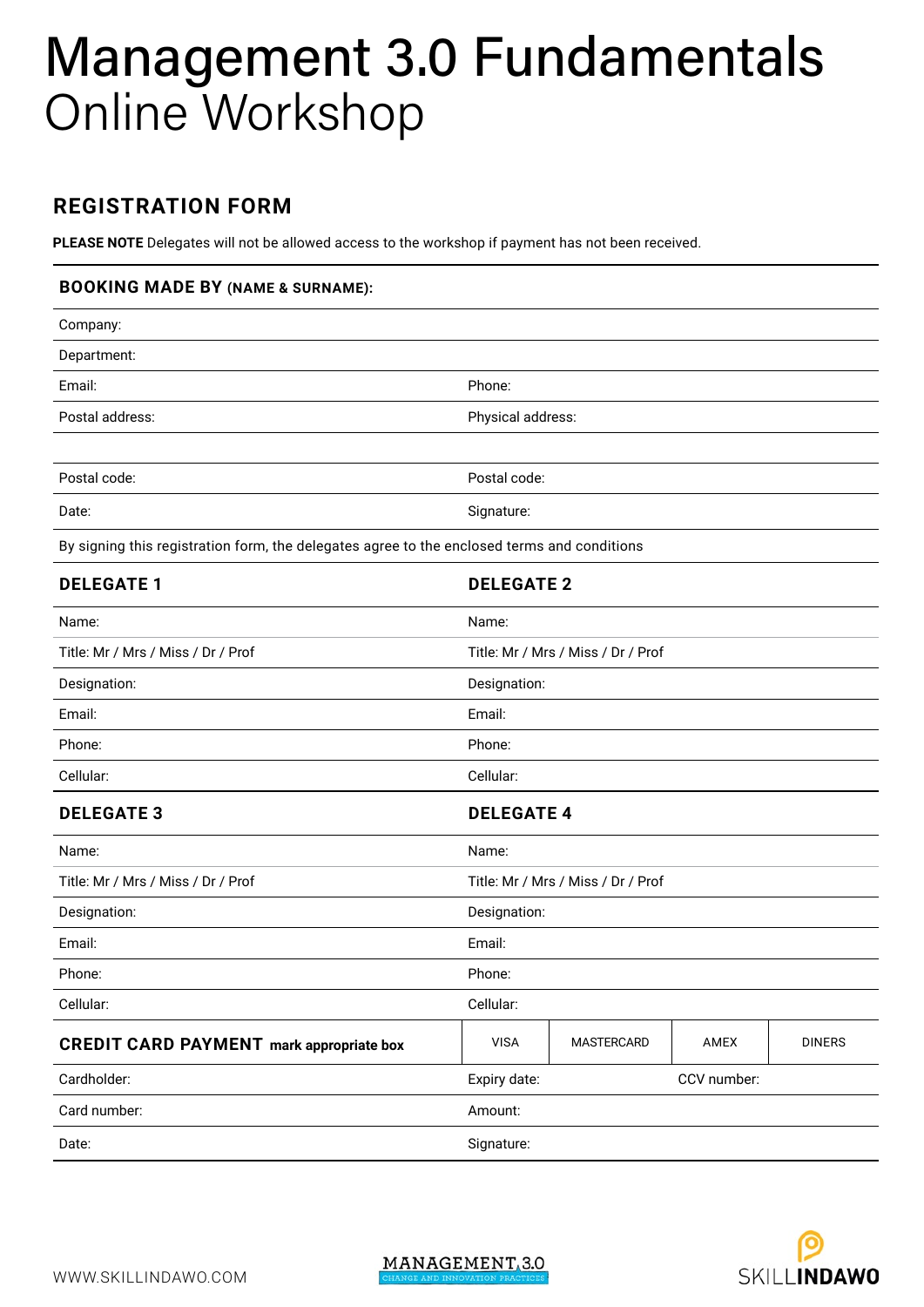# Management 3.0 Fundamentals
## Online Workshop

### REGISTRATION FORM

**PLEASE NOTE** Delegates will not be allowed access to the workshop if payment has not been received.

| | |
|---|---|
| **BOOKING MADE BY (NAME & SURNAME):** | |
| Company: | |
| Department: | |
| Email: | Phone: |
| Postal address: | Physical address: |
| | |
| Postal code: | Postal code: |
| Date: | Signature: |

By signing this registration form, the delegates agree to the enclosed terms and conditions

| | |
|---|---|
| **DELEGATE 1** | **DELEGATE 2** |
| Name: | Name: |
| Title: Mr / Mrs / Miss / Dr / Prof | Title: Mr / Mrs / Miss / Dr / Prof |
| Designation: | Designation: |
| Email: | Email: |
| Phone: | Phone: |
| Cellular: | Cellular: |

| | |
|---|---|
| **DELEGATE 3** | **DELEGATE 4** |
| Name: | Name: |
| Title: Mr / Mrs / Miss / Dr / Prof | Title: Mr / Mrs / Miss / Dr / Prof |
| Designation: | Designation: |
| Email: | Email: |
| Phone: | Phone: |
| Cellular: | Cellular: |

| | | | | |
|---|---|---|---|---|
| **CREDIT CARD PAYMENT mark appropriate box** | VISA | MASTERCARD | AMEX | DINERS |
| Cardholder: | Expiry date: | | CCV number: | |
| Card number: | Amount: | | | |
| Date: | Signature: | | | |

WWW.SKILLINDAWO.COM

MANAGEMENT 3.0
CHANGE AND INNOVATION PRACTICES

SKILLINDAWO